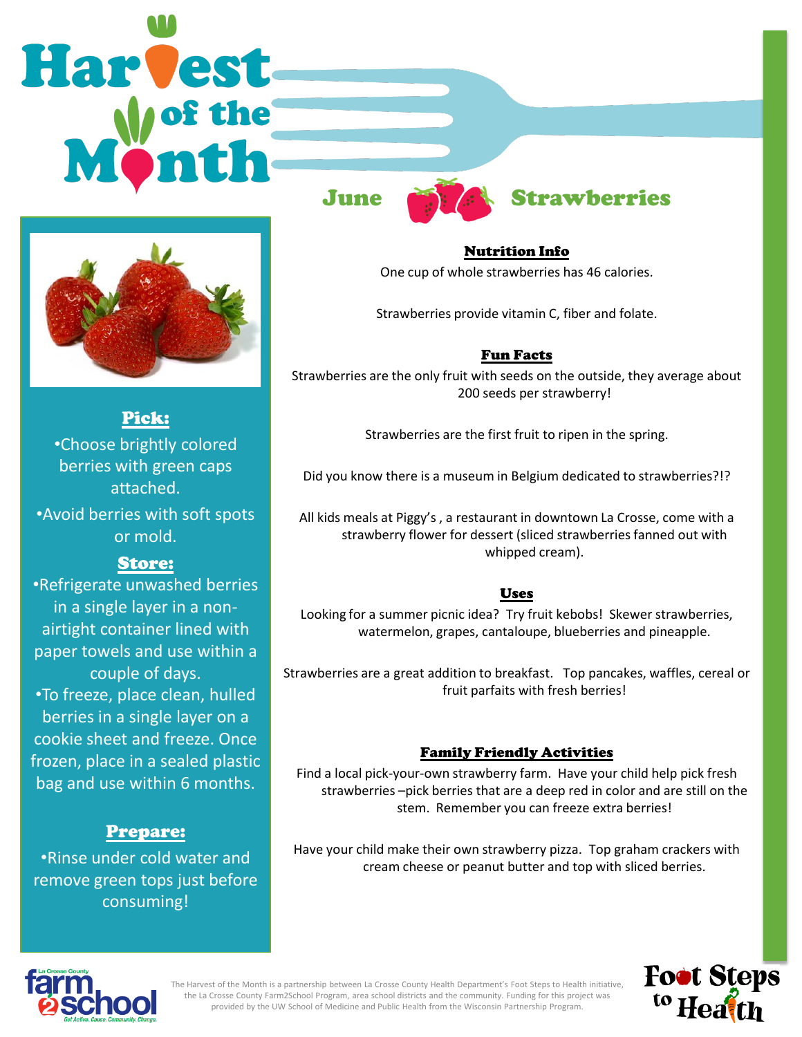# Harvest of the Month

## June — Strawberries

### Pick:

- Choose brightly colored berries with green caps attached.
- Avoid berries with soft spots or mold.

### Store:

- Refrigerate unwashed berries in a single layer in a non-airtight container lined with paper towels and use within a couple of days.
- To freeze, place clean, hulled berries in a single layer on a cookie sheet and freeze. Once frozen, place in a sealed plastic bag and use within 6 months.

### Prepare:

- Rinse under cold water and remove green tops just before consuming!

### Nutrition Info

One cup of whole strawberries has 46 calories.

Strawberries provide vitamin C, fiber and folate.

### Fun Facts

Strawberries are the only fruit with seeds on the outside, they average about 200 seeds per strawberry!

Strawberries are the first fruit to ripen in the spring.

Did you know there is a museum in Belgium dedicated to strawberries?!?

All kids meals at Piggy's , a restaurant in downtown La Crosse, come with a strawberry flower for dessert (sliced strawberries fanned out with whipped cream).

### Uses

Looking for a summer picnic idea? Try fruit kebobs! Skewer strawberries, watermelon, grapes, cantaloupe, blueberries and pineapple.

Strawberries are a great addition to breakfast. Top pancakes, waffles, cereal or fruit parfaits with fresh berries!

### Family Friendly Activities

Find a local pick-your-own strawberry farm. Have your child help pick fresh strawberries –pick berries that are a deep red in color and are still on the stem. Remember you can freeze extra berries!

Have your child make their own strawberry pizza. Top graham crackers with cream cheese or peanut butter and top with sliced berries.

La Crosse County farm2school — Get Active. Cause. Community. Change.

The Harvest of the Month is a partnership between La Crosse County Health Department's Foot Steps to Health initiative, the La Crosse County Farm2School Program, area school districts and the community. Funding for this project was provided by the UW School of Medicine and Public Health from the Wisconsin Partnership Program.

Foot Steps to Health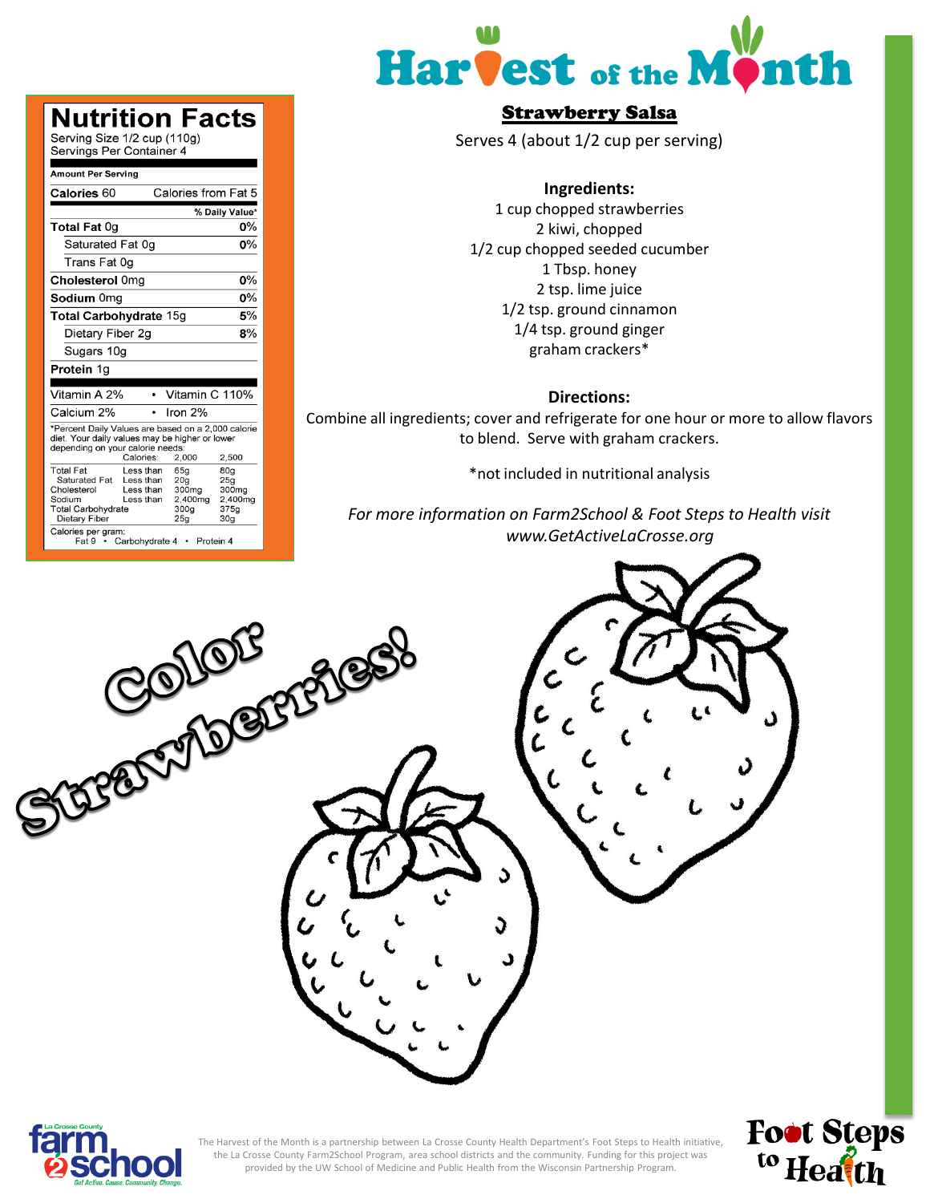# Harvest of the Month

## Strawberry Salsa

Serves 4 (about 1/2 cup per serving)

**Ingredients:**

1 cup chopped strawberries
2 kiwi, chopped
1/2 cup chopped seeded cucumber
1 Tbsp. honey
2 tsp. lime juice
1/2 tsp. ground cinnamon
1/4 tsp. ground ginger
graham crackers*

**Directions:**

Combine all ingredients; cover and refrigerate for one hour or more to allow flavors to blend. Serve with graham crackers.

*not included in nutritional analysis

*For more information on Farm2School & Foot Steps to Health visit www.GetActiveLaCrosse.org*

## Nutrition Facts

Serving Size 1/2 cup (110g)
Servings Per Container 4

| Amount Per Serving | |
|---|---|
| **Calories** 60 | Calories from Fat 5 |
| | **% Daily Value*** |
| **Total Fat** 0g | **0%** |
| Saturated Fat 0g | **0%** |
| Trans Fat 0g | |
| **Cholesterol** 0mg | **0%** |
| **Sodium** 0mg | **0%** |
| **Total Carbohydrate** 15g | **5%** |
| Dietary Fiber 2g | **8%** |
| Sugars 10g | |
| **Protein** 1g | |
| Vitamin A 2% | Vitamin C 110% |
| Calcium 2% | Iron 2% |

*Percent Daily Values are based on a 2,000 calorie diet. Your daily values may be higher or lower depending on your calorie needs:

| | | | |
|---|---|---|---|
| | Calories: | 2,000 | 2,500 |
| Total Fat | Less than | 65g | 80g |
| Saturated Fat | Less than | 20g | 25g |
| Cholesterol | Less than | 300mg | 300mg |
| Sodium | Less than | 2,400mg | 2,400mg |
| Total Carbohydrate | | 300g | 375g |
| Dietary Fiber | | 25g | 30g |

Calories per gram:
Fat 9 • Carbohydrate 4 • Protein 4

**Color Strawberries!**

The Harvest of the Month is a partnership between La Crosse County Health Department's Foot Steps to Health initiative, the La Crosse County Farm2School Program, area school districts and the community. Funding for this project was provided by the UW School of Medicine and Public Health from the Wisconsin Partnership Program.